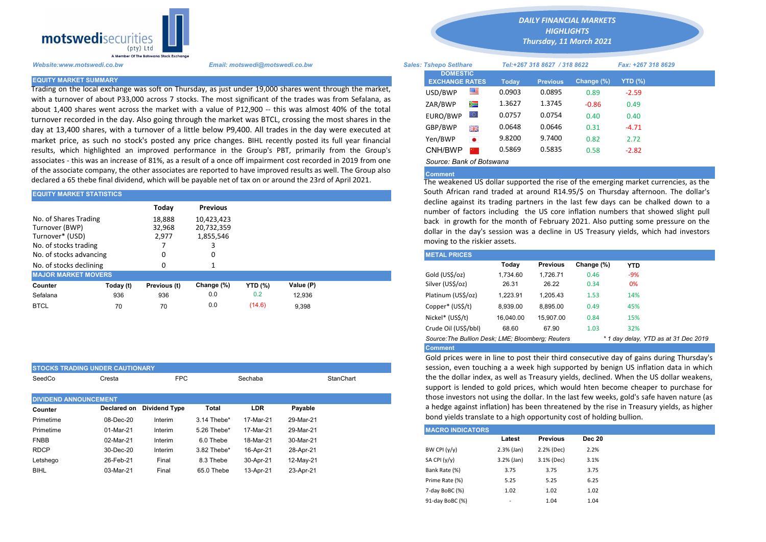**motswedisecurities** (pty) Ltd
A Member Of The Botswana Stock Exchange

*DAILY FINANCIAL MARKETS HIGHLIGHTS*
*Thursday, 11 March 2021*

*Website:www.motswedi.co.bw* *Email: motswedi@motswedi.co.bw* *Sales: Tshepo Setlhare* *Tel:+267 318 8627 / 318 8622* *Fax: +267 318 8629*

## EQUITY MARKET SUMMARY

Trading on the local exchange was soft on Thursday, as just under 19,000 shares went through the market, with a turnover of about P33,000 across 7 stocks. The most significant of the trades was from Sefalana, as about 1,400 shares went across the market with a value of P12,900 -- this was almost 40% of the total turnover recorded in the day. Also going through the market was BTCL, crossing the most shares in the day at 13,400 shares, with a turnover of a little below P9,400. All trades in the day were executed at market price, as such no stock's posted any price changes. BIHL recently posted its full year financial results, which highlighted an improved performance in the Group's PBT, primarily from the Group's associates - this was an increase of 81%, as a result of a once off impairment cost recorded in 2019 from one of the associate company, the other associates are reported to have improved results as well. The Group also declared a 65 thebe final dividend, which will be payable net of tax on or around the 23rd of April 2021.

## EQUITY MARKET STATISTICS

| | Today | Previous |
|---|---|---|
| No. of Shares Trading | 18,888 | 10,423,423 |
| Turnover (BWP) | 32,968 | 20,732,359 |
| Turnover* (USD) | 2,977 | 1,855,546 |
| No. of stocks trading | 7 | 3 |
| No. of stocks advancing | 0 | 0 |
| No. of stocks declining | 0 | 1 |

## MAJOR MARKET MOVERS

| Counter | Today (t) | Previous (t) | Change (%) | YTD (%) | Value (P) |
|---|---|---|---|---|---|
| Sefalana | 936 | 936 | 0.0 | 0.2 | 12,936 |
| BTCL | 70 | 70 | 0.0 | (14.6) | 9,398 |

## STOCKS TRADING UNDER CAUTIONARY

| SeedCo | Cresta | FPC | Sechaba | StanChart |
|---|---|---|---|---|

## DIVIDEND ANNOUNCEMENT

| Counter | Declared on | Dividend Type | Total | LDR | Payable |
|---|---|---|---|---|---|
| Primetime | 08-Dec-20 | Interim | 3.14 Thebe* | 17-Mar-21 | 29-Mar-21 |
| Primetime | 01-Mar-21 | Interim | 5.26 Thebe* | 17-Mar-21 | 29-Mar-21 |
| FNBB | 02-Mar-21 | Interim | 6.0 Thebe | 18-Mar-21 | 30-Mar-21 |
| RDCP | 30-Dec-20 | Interim | 3.82 Thebe* | 16-Apr-21 | 28-Apr-21 |
| Letshego | 26-Feb-21 | Final | 8.3 Thebe | 30-Apr-21 | 12-May-21 |
| BIHL | 03-Mar-21 | Final | 65.0 Thebe | 13-Apr-21 | 23-Apr-21 |

## DOMESTIC EXCHANGE RATES

| DOMESTIC EXCHANGE RATES | Today | Previous | Change (%) | YTD (%) |
|---|---|---|---|---|
| USD/BWP | 0.0903 | 0.0895 | 0.89 | -2.59 |
| ZAR/BWP | 1.3627 | 1.3745 | -0.86 | 0.49 |
| EURO/BWP | 0.0757 | 0.0754 | 0.40 | 0.40 |
| GBP/BWP | 0.0648 | 0.0646 | 0.31 | -4.71 |
| Yen/BWP | 9.8200 | 9.7400 | 0.82 | 2.72 |
| CNH/BWP | 0.5869 | 0.5835 | 0.58 | -2.82 |

*Source: Bank of Botswana*

**Comment**

The weakened US dollar supported the rise of the emerging market currencies, as the South African rand traded at around R14.95/$ on Thursday afternoon. The dollar's decline against its trading partners in the last few days can be chalked down to a number of factors including the US core inflation numbers that showed slight pull back in growth for the month of February 2021. Also putting some pressure on the dollar in the day's session was a decline in US Treasury yields, which had investors moving to the riskier assets.

## METAL PRICES

| | Today | Previous | Change (%) | YTD |
|---|---|---|---|---|
| Gold (US$/oz) | 1,734.60 | 1,726.71 | 0.46 | -9% |
| Silver (US$/oz) | 26.31 | 26.22 | 0.34 | 0% |
| Platinum (US$/oz) | 1,223.91 | 1,205.43 | 1.53 | 14% |
| Copper* (US$/t) | 8,939.00 | 8,895.00 | 0.49 | 45% |
| Nickel* (US$/t) | 16,040.00 | 15,907.00 | 0.84 | 15% |
| Crude Oil (US$/bbl) | 68.60 | 67.90 | 1.03 | 32% |

*Source:The Bullion Desk; LME; Bloomberg; Reuters* * 1 day delay, YTD as at 31 Dec 2019

**Comment**

Gold prices were in line to post their third consecutive day of gains during Thursday's session, even touching a a week high supported by benign US inflation data in which the the dollar index, as well as Treasury yields, declined. When the US dollar weakens, support is lended to gold prices, which would hten become cheaper to purchase for those investors not using the dollar. In the last few weeks, gold's safe haven nature (as a hedge against inflation) has been threatened by the rise in Treasury yields, as higher bond yields translate to a high opportunity cost of holding bullion.

## MACRO INDICATORS

| | Latest | Previous | Dec 20 |
|---|---|---|---|
| BW CPI (y/y) | 2.3% (Jan) | 2.2% (Dec) | 2.2% |
| SA CPI (y/y) | 3.2% (Jan) | 3.1% (Dec) | 3.1% |
| Bank Rate (%) | 3.75 | 3.75 | 3.75 |
| Prime Rate (%) | 5.25 | 5.25 | 6.25 |
| 7-day BoBC (%) | 1.02 | 1.02 | 1.02 |
| 91-day BoBC (%) | - | 1.04 | 1.04 |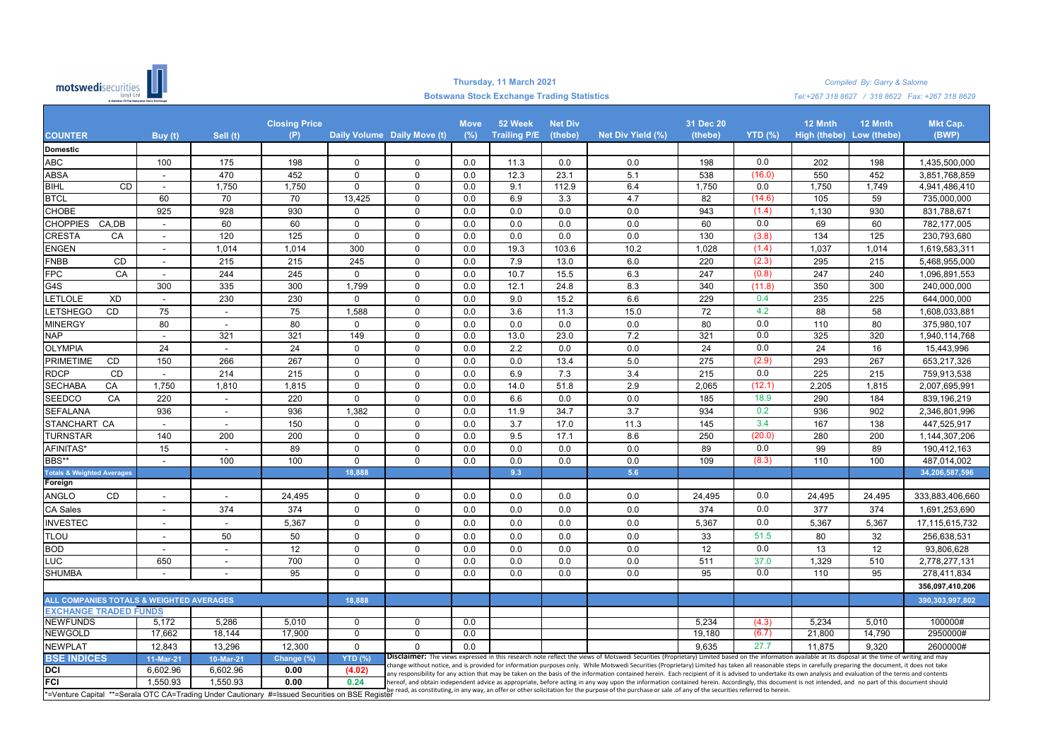motswedisecurities (pty) Ltd
A Member Of The Botswana Stock Exchange

**Thursday, 11 March 2021**

**Botswana Stock Exchange Trading Statistics**

*Compiled By: Garry & Salome*

*Tel:+267 318 8627 / 318 8622 Fax: +267 318 8629*

| COUNTER | Buy (t) | Sell (t) | Closing Price (P) | Daily Volume | Daily Move (t) | Move (%) | 52 Week Trailing P/E | Net Div (thebe) | Net Div Yield (%) | 31 Dec 20 (thebe) | YTD (%) | 12 Mnth High (thebe) | 12 Mnth Low (thebe) | Mkt Cap. (BWP) |
|---|---|---|---|---|---|---|---|---|---|---|---|---|---|---|
| **Domestic** | | | | | | | | | | | | | | |
| ABC | 100 | 175 | 198 | 0 | 0 | 0.0 | 11.3 | 0.0 | 0.0 | 198 | 0.0 | 202 | 198 | 1,435,500,000 |
| ABSA | - | 470 | 452 | 0 | 0 | 0.0 | 12.3 | 23.1 | 5.1 | 538 | (16.0) | 550 | 452 | 3,851,768,859 |
| BIHL CD | - | 1,750 | 1,750 | 0 | 0 | 0.0 | 9.1 | 112.9 | 6.4 | 1,750 | 0.0 | 1,750 | 1,749 | 4,941,486,410 |
| BTCL | 60 | 70 | 70 | 13,425 | 0 | 0.0 | 6.9 | 3.3 | 4.7 | 82 | (14.6) | 105 | 59 | 735,000,000 |
| CHOBE | 925 | 928 | 930 | 0 | 0 | 0.0 | 0.0 | 0.0 | 0.0 | 943 | (1.4) | 1,130 | 930 | 831,788,671 |
| CHOPPIES CA,DB | - | 60 | 60 | 0 | 0 | 0.0 | 0.0 | 0.0 | 0.0 | 60 | 0.0 | 69 | 60 | 782,177,005 |
| CRESTA CA | - | 120 | 125 | 0 | 0 | 0.0 | 0.0 | 0.0 | 0.0 | 130 | (3.8) | 134 | 125 | 230,793,680 |
| ENGEN | - | 1,014 | 1,014 | 300 | 0 | 0.0 | 19.3 | 103.6 | 10.2 | 1,028 | (1.4) | 1,037 | 1,014 | 1,619,583,311 |
| FNBB CD | - | 215 | 215 | 245 | 0 | 0.0 | 7.9 | 13.0 | 6.0 | 220 | (2.3) | 295 | 215 | 5,468,955,000 |
| FPC CA | - | 244 | 245 | 0 | 0 | 0.0 | 10.7 | 15.5 | 6.3 | 247 | (0.8) | 247 | 240 | 1,096,891,553 |
| G4S | 300 | 335 | 300 | 1,799 | 0 | 0.0 | 12.1 | 24.8 | 8.3 | 340 | (11.8) | 350 | 300 | 240,000,000 |
| LETLOLE XD | - | 230 | 230 | 0 | 0 | 0.0 | 9.0 | 15.2 | 6.6 | 229 | 0.4 | 235 | 225 | 644,000,000 |
| LETSHEGO CD | 75 | - | 75 | 1,588 | 0 | 0.0 | 3.6 | 11.3 | 15.0 | 72 | 4.2 | 88 | 58 | 1,608,033,881 |
| MINERGY | 80 | - | 80 | 0 | 0 | 0.0 | 0.0 | 0.0 | 0.0 | 80 | 0.0 | 110 | 80 | 375,980,107 |
| NAP | - | 321 | 321 | 149 | 0 | 0.0 | 13.0 | 23.0 | 7.2 | 321 | 0.0 | 325 | 320 | 1,940,114,768 |
| OLYMPIA | 24 | - | 24 | 0 | 0 | 0.0 | 2.2 | 0.0 | 0.0 | 24 | 0.0 | 24 | 16 | 15,443,996 |
| PRIMETIME CD | 150 | 266 | 267 | 0 | 0 | 0.0 | 0.0 | 13.4 | 5.0 | 275 | (2.9) | 293 | 267 | 653,217,326 |
| RDCP CD | - | 214 | 215 | 0 | 0 | 0.0 | 6.9 | 7.3 | 3.4 | 215 | 0.0 | 225 | 215 | 759,913,538 |
| SECHABA CA | 1,750 | 1,810 | 1,815 | 0 | 0 | 0.0 | 14.0 | 51.8 | 2.9 | 2,065 | (12.1) | 2,205 | 1,815 | 2,007,695,991 |
| SEEDCO CA | 220 | - | 220 | 0 | 0 | 0.0 | 6.6 | 0.0 | 0.0 | 185 | 18.9 | 290 | 184 | 839,196,219 |
| SEFALANA | 936 | - | 936 | 1,382 | 0 | 0.0 | 11.9 | 34.7 | 3.7 | 934 | 0.2 | 936 | 902 | 2,346,801,996 |
| STANCHART CA | - | - | 150 | 0 | 0 | 0.0 | 3.7 | 17.0 | 11.3 | 145 | 3.4 | 167 | 138 | 447,525,917 |
| TURNSTAR | 140 | 200 | 200 | 0 | 0 | 0.0 | 9.5 | 17.1 | 8.6 | 250 | (20.0) | 280 | 200 | 1,144,307,206 |
| AFINITAS* | 15 | - | 89 | 0 | 0 | 0.0 | 0.0 | 0.0 | 0.0 | 89 | 0.0 | 99 | 89 | 190,412,163 |
| BBS** | - | 100 | 100 | 0 | 0 | 0.0 | 0.0 | 0.0 | 0.0 | 109 | (8.3) | 110 | 100 | 487,014,002 |
| **Totals & Weighted Averages** | | | | **18,888** | | | **9.3** | | **5.6** | | | | | **34,206,587,596** |
| **Foreign** | | | | | | | | | | | | | | |
| ANGLO CD | - | - | 24,495 | 0 | 0 | 0.0 | 0.0 | 0.0 | 0.0 | 24,495 | 0.0 | 24,495 | 24,495 | 333,883,406,660 |
| CA Sales | - | 374 | 374 | 0 | 0 | 0.0 | 0.0 | 0.0 | 0.0 | 374 | 0.0 | 377 | 374 | 1,691,253,690 |
| INVESTEC | - | - | 5,367 | 0 | 0 | 0.0 | 0.0 | 0.0 | 0.0 | 5,367 | 0.0 | 5,367 | 5,367 | 17,115,615,732 |
| TLOU | - | 50 | 50 | 0 | 0 | 0.0 | 0.0 | 0.0 | 0.0 | 33 | 51.5 | 80 | 32 | 256,638,531 |
| BOD | - | - | 12 | 0 | 0 | 0.0 | 0.0 | 0.0 | 0.0 | 12 | 0.0 | 13 | 12 | 93,806,628 |
| LUC | 650 | - | 700 | 0 | 0 | 0.0 | 0.0 | 0.0 | 0.0 | 511 | 37.0 | 1,329 | 510 | 2,778,277,131 |
| SHUMBA | - | - | 95 | 0 | 0 | 0.0 | 0.0 | 0.0 | 0.0 | 95 | 0.0 | 110 | 95 | 278,411,834 |
| | | | | | | | | | | | | | | **356,097,410,206** |
| **ALL COMPANIES TOTALS & WEIGHTED AVERAGES** | | | | **18,888** | | | | | | | | | | **390,303,997,802** |
| **EXCHANGE TRADED FUNDS** | | | | | | | | | | | | | | |
| NEWFUNDS | 5,172 | 5,286 | 5,010 | 0 | 0 | 0.0 | | | | 5,234 | (4.3) | 5,234 | 5,010 | 100000# |
| NEWGOLD | 17,662 | 18,144 | 17,900 | 0 | 0 | 0.0 | | | | 19,180 | (6.7) | 21,800 | 14,790 | 2950000# |
| NEWPLAT | 12,843 | 13,296 | 12,300 | 0 | 0 | 0.0 | | | | 9,635 | 27.7 | 11,875 | 9,320 | 2600000# |

| BSE INDICES | 11-Mar-21 | 10-Mar-21 | Change (%) | YTD (%) |
|---|---|---|---|---|
| DCI | 6,602.96 | 6,602.96 | 0.00 | (4.02) |
| FCI | 1,550.93 | 1,550.93 | 0.00 | 0.24 |

*=Venture Capital **=Serala OTC CA=Trading Under Cautionary #=Issued Securities on BSE Register

**Disclaimer:** The views expressed in this research note reflect the views of Motswedi Securities (Proprietary) Limited based on the information available at its disposal at the time of writing and may change without notice, and is provided for information purposes only. While Motswedi Securities (Proprietary) Limited has taken all reasonable steps in carefully preparing the document, it does not take any responsibility for any action that may be taken on the basis of the information contained herein. Each recipient of it is advised to undertake its own analysis and evaluation of the terms and contents hereof, and obtain independent advice as appropriate, before acting in any way upon the information contained herein. Accordingly, this document is not intended, and no part of this document should be read, as constituting, in any way, an offer or other solicitation for the purpose of the purchase or sale .of any of the securities referred to herein.